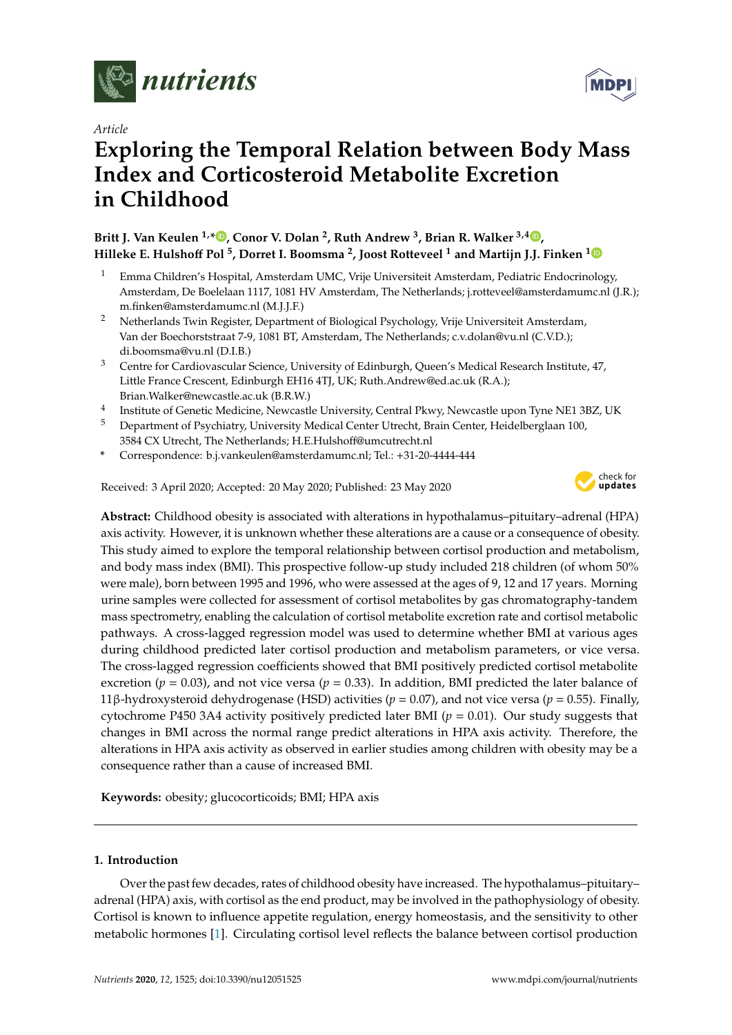*Article*

# Exploring the Temporal Relation between Body Mass Index and Corticosteroid Metabolite Excretion in Childhood

**Britt J. Van Keulen [1,*], Conor V. Dolan [2], Ruth Andrew [3], Brian R. Walker [3,4], Hilleke E. Hulshoff Pol [5], Dorret I. Boomsma [2], Joost Rotteveel [1] and Martijn J.J. Finken [1]**

1. Emma Children's Hospital, Amsterdam UMC, Vrije Universiteit Amsterdam, Pediatric Endocrinology, Amsterdam, De Boelelaan 1117, 1081 HV Amsterdam, The Netherlands; j.rotteveel@amsterdamumc.nl (J.R.); m.finken@amsterdamumc.nl (M.J.J.F.)
2. Netherlands Twin Register, Department of Biological Psychology, Vrije Universiteit Amsterdam, Van der Boechorststraat 7-9, 1081 BT, Amsterdam, The Netherlands; c.v.dolan@vu.nl (C.V.D.); di.boomsma@vu.nl (D.I.B.)
3. Centre for Cardiovascular Science, University of Edinburgh, Queen's Medical Research Institute, 47, Little France Crescent, Edinburgh EH16 4TJ, UK; Ruth.Andrew@ed.ac.uk (R.A.); Brian.Walker@newcastle.ac.uk (B.R.W.)
4. Institute of Genetic Medicine, Newcastle University, Central Pkwy, Newcastle upon Tyne NE1 3BZ, UK
5. Department of Psychiatry, University Medical Center Utrecht, Brain Center, Heidelberglaan 100, 3584 CX Utrecht, The Netherlands; H.E.Hulshoff@umcutrecht.nl

\* Correspondence: b.j.vankeulen@amsterdamumc.nl; Tel.: +31-20-4444-444

Received: 3 April 2020; Accepted: 20 May 2020; Published: 23 May 2020

**Abstract:** Childhood obesity is associated with alterations in hypothalamus–pituitary–adrenal (HPA) axis activity. However, it is unknown whether these alterations are a cause or a consequence of obesity. This study aimed to explore the temporal relationship between cortisol production and metabolism, and body mass index (BMI). This prospective follow-up study included 218 children (of whom 50% were male), born between 1995 and 1996, who were assessed at the ages of 9, 12 and 17 years. Morning urine samples were collected for assessment of cortisol metabolites by gas chromatography-tandem mass spectrometry, enabling the calculation of cortisol metabolite excretion rate and cortisol metabolic pathways. A cross-lagged regression model was used to determine whether BMI at various ages during childhood predicted later cortisol production and metabolism parameters, or vice versa. The cross-lagged regression coefficients showed that BMI positively predicted cortisol metabolite excretion ($p = 0.03$), and not vice versa ($p = 0.33$). In addition, BMI predicted the later balance of 11β-hydroxysteroid dehydrogenase (HSD) activities ($p = 0.07$), and not vice versa ($p = 0.55$). Finally, cytochrome P450 3A4 activity positively predicted later BMI ($p = 0.01$). Our study suggests that changes in BMI across the normal range predict alterations in HPA axis activity. Therefore, the alterations in HPA axis activity as observed in earlier studies among children with obesity may be a consequence rather than a cause of increased BMI.

**Keywords:** obesity; glucocorticoids; BMI; HPA axis

## 1. Introduction

Over the past few decades, rates of childhood obesity have increased. The hypothalamus–pituitary–adrenal (HPA) axis, with cortisol as the end product, may be involved in the pathophysiology of obesity. Cortisol is known to influence appetite regulation, energy homeostasis, and the sensitivity to other metabolic hormones [1]. Circulating cortisol level reflects the balance between cortisol production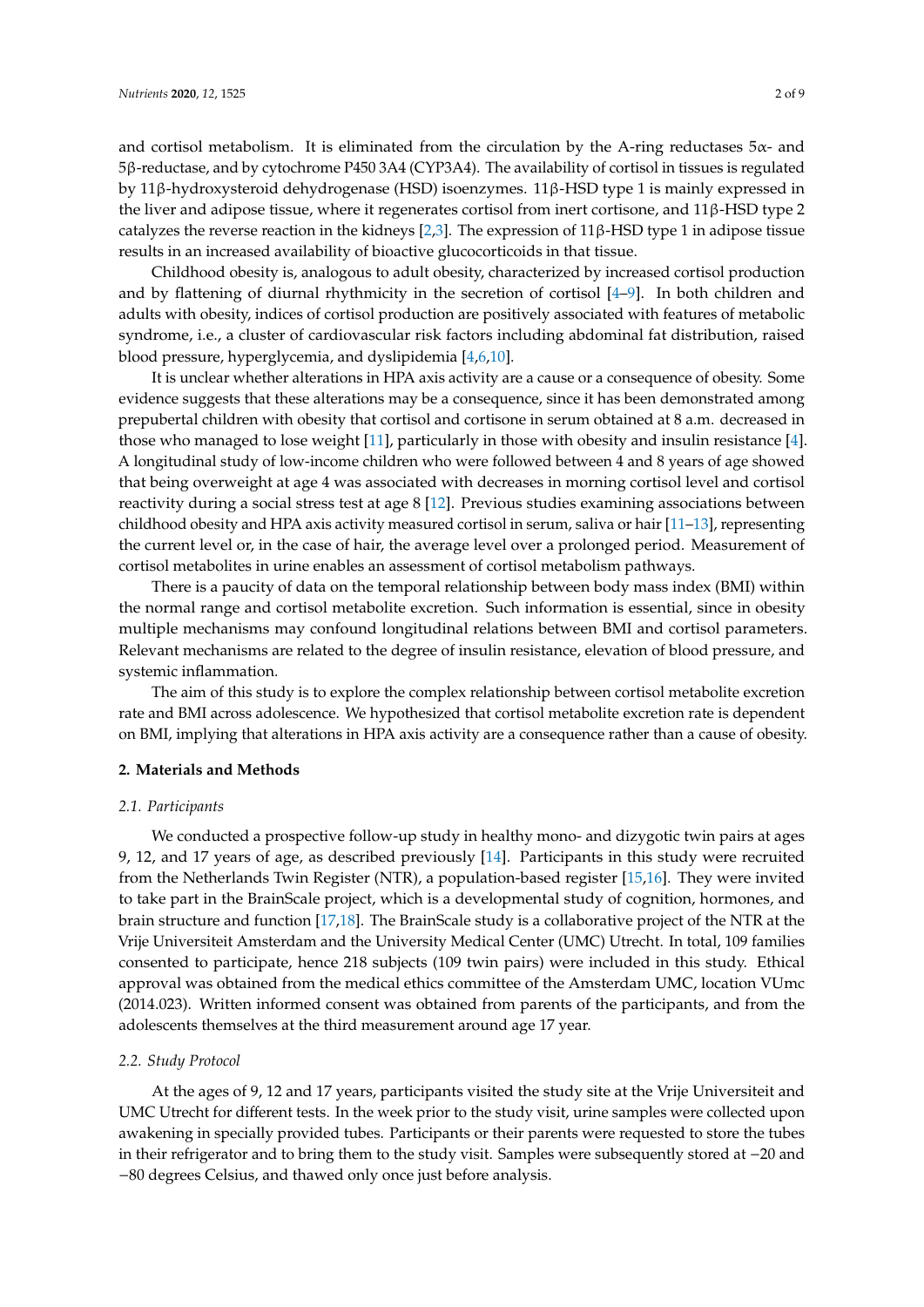and cortisol metabolism. It is eliminated from the circulation by the A-ring reductases 5α- and 5β-reductase, and by cytochrome P450 3A4 (CYP3A4). The availability of cortisol in tissues is regulated by 11β-hydroxysteroid dehydrogenase (HSD) isoenzymes. 11β-HSD type 1 is mainly expressed in the liver and adipose tissue, where it regenerates cortisol from inert cortisone, and 11β-HSD type 2 catalyzes the reverse reaction in the kidneys [2,3]. The expression of 11β-HSD type 1 in adipose tissue results in an increased availability of bioactive glucocorticoids in that tissue.

Childhood obesity is, analogous to adult obesity, characterized by increased cortisol production and by flattening of diurnal rhythmicity in the secretion of cortisol [4–9]. In both children and adults with obesity, indices of cortisol production are positively associated with features of metabolic syndrome, i.e., a cluster of cardiovascular risk factors including abdominal fat distribution, raised blood pressure, hyperglycemia, and dyslipidemia [4,6,10].

It is unclear whether alterations in HPA axis activity are a cause or a consequence of obesity. Some evidence suggests that these alterations may be a consequence, since it has been demonstrated among prepubertal children with obesity that cortisol and cortisone in serum obtained at 8 a.m. decreased in those who managed to lose weight [11], particularly in those with obesity and insulin resistance [4]. A longitudinal study of low-income children who were followed between 4 and 8 years of age showed that being overweight at age 4 was associated with decreases in morning cortisol level and cortisol reactivity during a social stress test at age 8 [12]. Previous studies examining associations between childhood obesity and HPA axis activity measured cortisol in serum, saliva or hair [11–13], representing the current level or, in the case of hair, the average level over a prolonged period. Measurement of cortisol metabolites in urine enables an assessment of cortisol metabolism pathways.

There is a paucity of data on the temporal relationship between body mass index (BMI) within the normal range and cortisol metabolite excretion. Such information is essential, since in obesity multiple mechanisms may confound longitudinal relations between BMI and cortisol parameters. Relevant mechanisms are related to the degree of insulin resistance, elevation of blood pressure, and systemic inflammation.

The aim of this study is to explore the complex relationship between cortisol metabolite excretion rate and BMI across adolescence. We hypothesized that cortisol metabolite excretion rate is dependent on BMI, implying that alterations in HPA axis activity are a consequence rather than a cause of obesity.

## 2. Materials and Methods

### 2.1. Participants

We conducted a prospective follow-up study in healthy mono- and dizygotic twin pairs at ages 9, 12, and 17 years of age, as described previously [14]. Participants in this study were recruited from the Netherlands Twin Register (NTR), a population-based register [15,16]. They were invited to take part in the BrainScale project, which is a developmental study of cognition, hormones, and brain structure and function [17,18]. The BrainScale study is a collaborative project of the NTR at the Vrije Universiteit Amsterdam and the University Medical Center (UMC) Utrecht. In total, 109 families consented to participate, hence 218 subjects (109 twin pairs) were included in this study. Ethical approval was obtained from the medical ethics committee of the Amsterdam UMC, location VUmc (2014.023). Written informed consent was obtained from parents of the participants, and from the adolescents themselves at the third measurement around age 17 year.

### 2.2. Study Protocol

At the ages of 9, 12 and 17 years, participants visited the study site at the Vrije Universiteit and UMC Utrecht for different tests. In the week prior to the study visit, urine samples were collected upon awakening in specially provided tubes. Participants or their parents were requested to store the tubes in their refrigerator and to bring them to the study visit. Samples were subsequently stored at −20 and −80 degrees Celsius, and thawed only once just before analysis.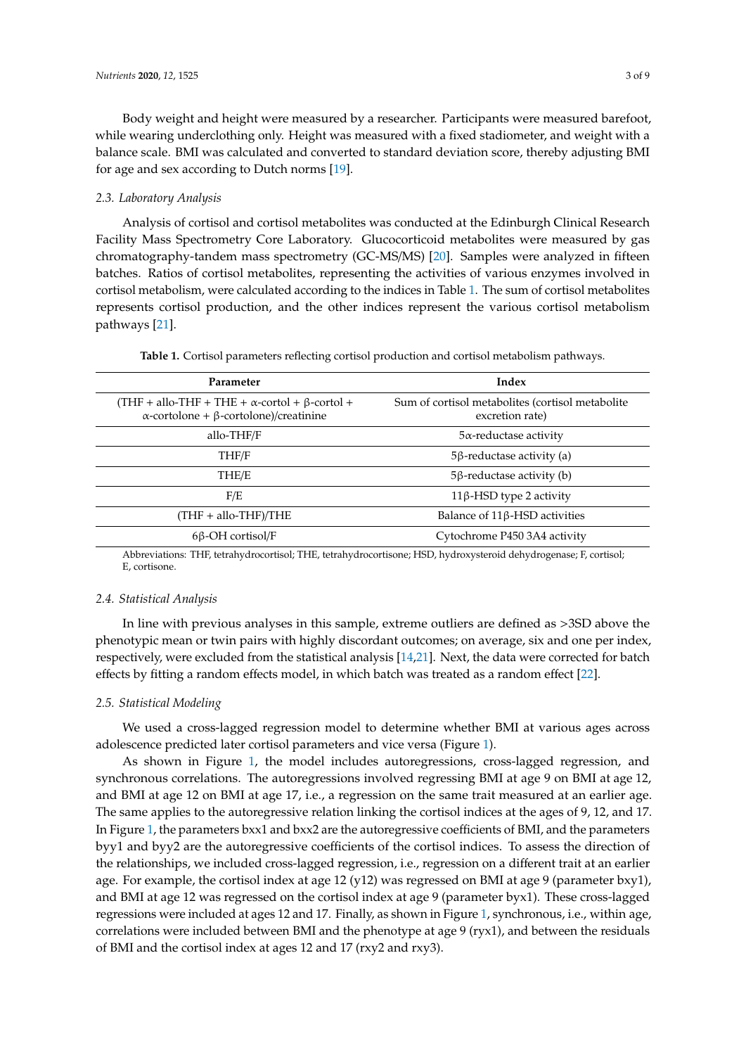Body weight and height were measured by a researcher. Participants were measured barefoot, while wearing underclothing only. Height was measured with a fixed stadiometer, and weight with a balance scale. BMI was calculated and converted to standard deviation score, thereby adjusting BMI for age and sex according to Dutch norms [19].

### 2.3. Laboratory Analysis

Analysis of cortisol and cortisol metabolites was conducted at the Edinburgh Clinical Research Facility Mass Spectrometry Core Laboratory. Glucocorticoid metabolites were measured by gas chromatography-tandem mass spectrometry (GC-MS/MS) [20]. Samples were analyzed in fifteen batches. Ratios of cortisol metabolites, representing the activities of various enzymes involved in cortisol metabolism, were calculated according to the indices in Table 1. The sum of cortisol metabolites represents cortisol production, and the other indices represent the various cortisol metabolism pathways [21].

**Table 1.** Cortisol parameters reflecting cortisol production and cortisol metabolism pathways.

| Parameter | Index |
|---|---|
| (THF + allo-THF + THE + α-cortol + β-cortol + α-cortolone + β-cortolone)/creatinine | Sum of cortisol metabolites (cortisol metabolite excretion rate) |
| allo-THF/F | 5α-reductase activity |
| THF/F | 5β-reductase activity (a) |
| THE/E | 5β-reductase activity (b) |
| F/E | 11β-HSD type 2 activity |
| (THF + allo-THF)/THE | Balance of 11β-HSD activities |
| 6β-OH cortisol/F | Cytochrome P450 3A4 activity |

Abbreviations: THF, tetrahydrocortisol; THE, tetrahydrocortisone; HSD, hydroxysteroid dehydrogenase; F, cortisol; E, cortisone.

### 2.4. Statistical Analysis

In line with previous analyses in this sample, extreme outliers are defined as >3SD above the phenotypic mean or twin pairs with highly discordant outcomes; on average, six and one per index, respectively, were excluded from the statistical analysis [14,21]. Next, the data were corrected for batch effects by fitting a random effects model, in which batch was treated as a random effect [22].

### 2.5. Statistical Modeling

We used a cross-lagged regression model to determine whether BMI at various ages across adolescence predicted later cortisol parameters and vice versa (Figure 1).

As shown in Figure 1, the model includes autoregressions, cross-lagged regression, and synchronous correlations. The autoregressions involved regressing BMI at age 9 on BMI at age 12, and BMI at age 12 on BMI at age 17, i.e., a regression on the same trait measured at an earlier age. The same applies to the autoregressive relation linking the cortisol indices at the ages of 9, 12, and 17. In Figure 1, the parameters bxx1 and bxx2 are the autoregressive coefficients of BMI, and the parameters byy1 and byy2 are the autoregressive coefficients of the cortisol indices. To assess the direction of the relationships, we included cross-lagged regression, i.e., regression on a different trait at an earlier age. For example, the cortisol index at age 12 (y12) was regressed on BMI at age 9 (parameter bxy1), and BMI at age 12 was regressed on the cortisol index at age 9 (parameter byx1). These cross-lagged regressions were included at ages 12 and 17. Finally, as shown in Figure 1, synchronous, i.e., within age, correlations were included between BMI and the phenotype at age 9 (ryx1), and between the residuals of BMI and the cortisol index at ages 12 and 17 (rxy2 and rxy3).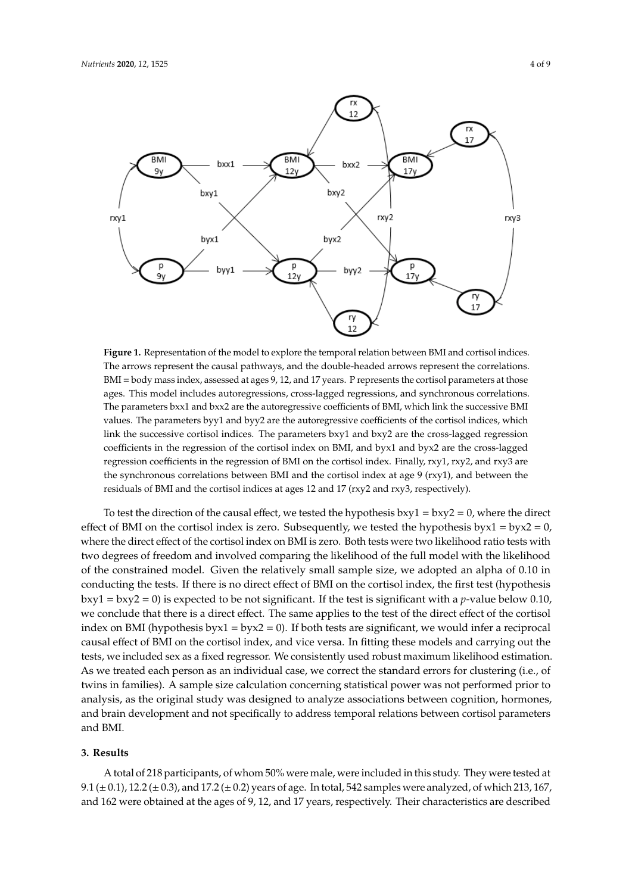**Figure 1.** Representation of the model to explore the temporal relation between BMI and cortisol indices. The arrows represent the causal pathways, and the double-headed arrows represent the correlations. BMI = body mass index, assessed at ages 9, 12, and 17 years. P represents the cortisol parameters at those ages. This model includes autoregressions, cross-lagged regressions, and synchronous correlations. The parameters bxx1 and bxx2 are the autoregressive coefficients of BMI, which link the successive BMI values. The parameters byy1 and byy2 are the autoregressive coefficients of the cortisol indices, which link the successive cortisol indices. The parameters bxy1 and bxy2 are the cross-lagged regression coefficients in the regression of the cortisol index on BMI, and byx1 and byx2 are the cross-lagged regression coefficients in the regression of BMI on the cortisol index. Finally, rxy1, rxy2, and rxy3 are the synchronous correlations between BMI and the cortisol index at age 9 (rxy1), and between the residuals of BMI and the cortisol indices at ages 12 and 17 (rxy2 and rxy3, respectively).

To test the direction of the causal effect, we tested the hypothesis bxy1 = bxy2 = 0, where the direct effect of BMI on the cortisol index is zero. Subsequently, we tested the hypothesis byx1 = byx2 = 0, where the direct effect of the cortisol index on BMI is zero. Both tests were two likelihood ratio tests with two degrees of freedom and involved comparing the likelihood of the full model with the likelihood of the constrained model. Given the relatively small sample size, we adopted an alpha of 0.10 in conducting the tests. If there is no direct effect of BMI on the cortisol index, the first test (hypothesis bxy1 = bxy2 = 0) is expected to be not significant. If the test is significant with a *p*-value below 0.10, we conclude that there is a direct effect. The same applies to the test of the direct effect of the cortisol index on BMI (hypothesis byx1 = byx2 = 0). If both tests are significant, we would infer a reciprocal causal effect of BMI on the cortisol index, and vice versa. In fitting these models and carrying out the tests, we included sex as a fixed regressor. We consistently used robust maximum likelihood estimation. As we treated each person as an individual case, we correct the standard errors for clustering (i.e., of twins in families). A sample size calculation concerning statistical power was not performed prior to analysis, as the original study was designed to analyze associations between cognition, hormones, and brain development and not specifically to address temporal relations between cortisol parameters and BMI.

## 3. Results

A total of 218 participants, of whom 50% were male, were included in this study. They were tested at 9.1 (± 0.1), 12.2 (± 0.3), and 17.2 (± 0.2) years of age. In total, 542 samples were analyzed, of which 213, 167, and 162 were obtained at the ages of 9, 12, and 17 years, respectively. Their characteristics are described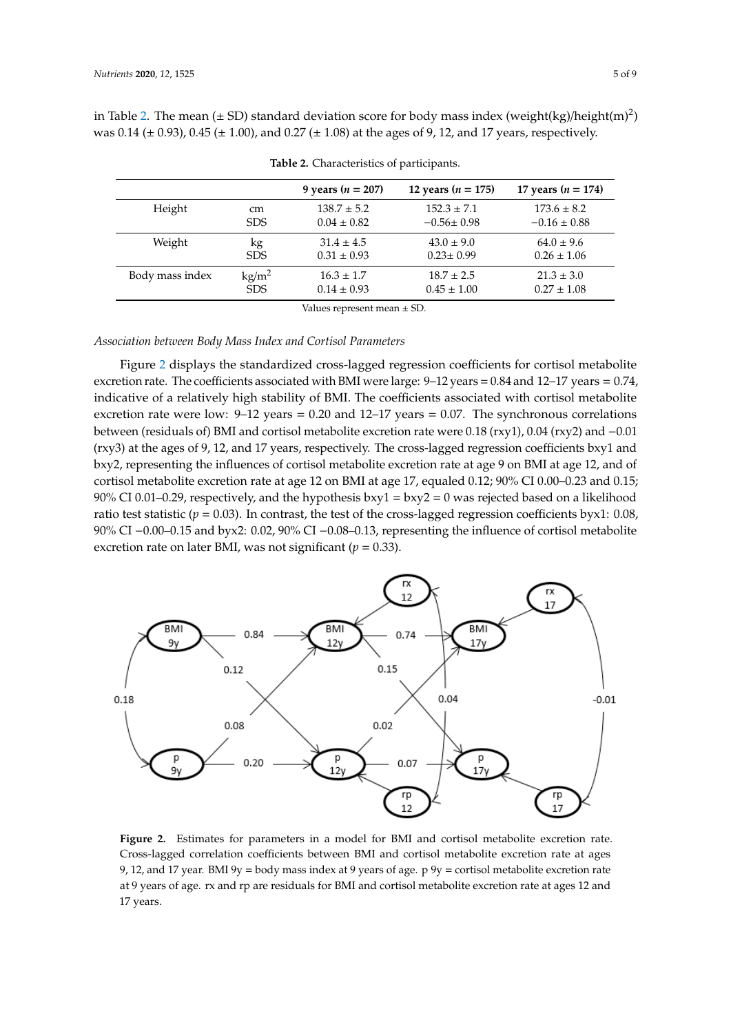in Table 2. The mean (± SD) standard deviation score for body mass index (weight(kg)/height(m)$^2$) was 0.14 (± 0.93), 0.45 (± 1.00), and 0.27 (± 1.08) at the ages of 9, 12, and 17 years, respectively.

**Table 2.** Characteristics of participants.

| | | 9 years ($n$ = 207) | 12 years ($n$ = 175) | 17 years ($n$ = 174) |
|---|---|---|---|---|
| Height | cm | 138.7 ± 5.2 | 152.3 ± 7.1 | 173.6 ± 8.2 |
| | SDS | 0.04 ± 0.82 | −0.56± 0.98 | −0.16 ± 0.88 |
| Weight | kg | 31.4 ± 4.5 | 43.0 ± 9.0 | 64.0 ± 9.6 |
| | SDS | 0.31 ± 0.93 | 0.23± 0.99 | 0.26 ± 1.06 |
| Body mass index | kg/m$^2$ | 16.3 ± 1.7 | 18.7 ± 2.5 | 21.3 ± 3.0 |
| | SDS | 0.14 ± 0.93 | 0.45 ± 1.00 | 0.27 ± 1.08 |

Values represent mean ± SD.

*Association between Body Mass Index and Cortisol Parameters*

Figure 2 displays the standardized cross-lagged regression coefficients for cortisol metabolite excretion rate. The coefficients associated with BMI were large: 9–12 years = 0.84 and 12–17 years = 0.74, indicative of a relatively high stability of BMI. The coefficients associated with cortisol metabolite excretion rate were low: 9–12 years = 0.20 and 12–17 years = 0.07. The synchronous correlations between (residuals of) BMI and cortisol metabolite excretion rate were 0.18 (rxy1), 0.04 (rxy2) and −0.01 (rxy3) at the ages of 9, 12, and 17 years, respectively. The cross-lagged regression coefficients bxy1 and bxy2, representing the influences of cortisol metabolite excretion rate at age 9 on BMI at age 12, and of cortisol metabolite excretion rate at age 12 on BMI at age 17, equaled 0.12; 90% CI 0.00–0.23 and 0.15; 90% CI 0.01–0.29, respectively, and the hypothesis bxy1 = bxy2 = 0 was rejected based on a likelihood ratio test statistic ($p = 0.03$). In contrast, the test of the cross-lagged regression coefficients byx1: 0.08, 90% CI −0.00–0.15 and byx2: 0.02, 90% CI −0.08–0.13, representing the influence of cortisol metabolite excretion rate on later BMI, was not significant ($p = 0.33$).

**Figure 2.** Estimates for parameters in a model for BMI and cortisol metabolite excretion rate. Cross-lagged correlation coefficients between BMI and cortisol metabolite excretion rate at ages 9, 12, and 17 year. BMI 9y = body mass index at 9 years of age. p 9y = cortisol metabolite excretion rate at 9 years of age. rx and rp are residuals for BMI and cortisol metabolite excretion rate at ages 12 and 17 years.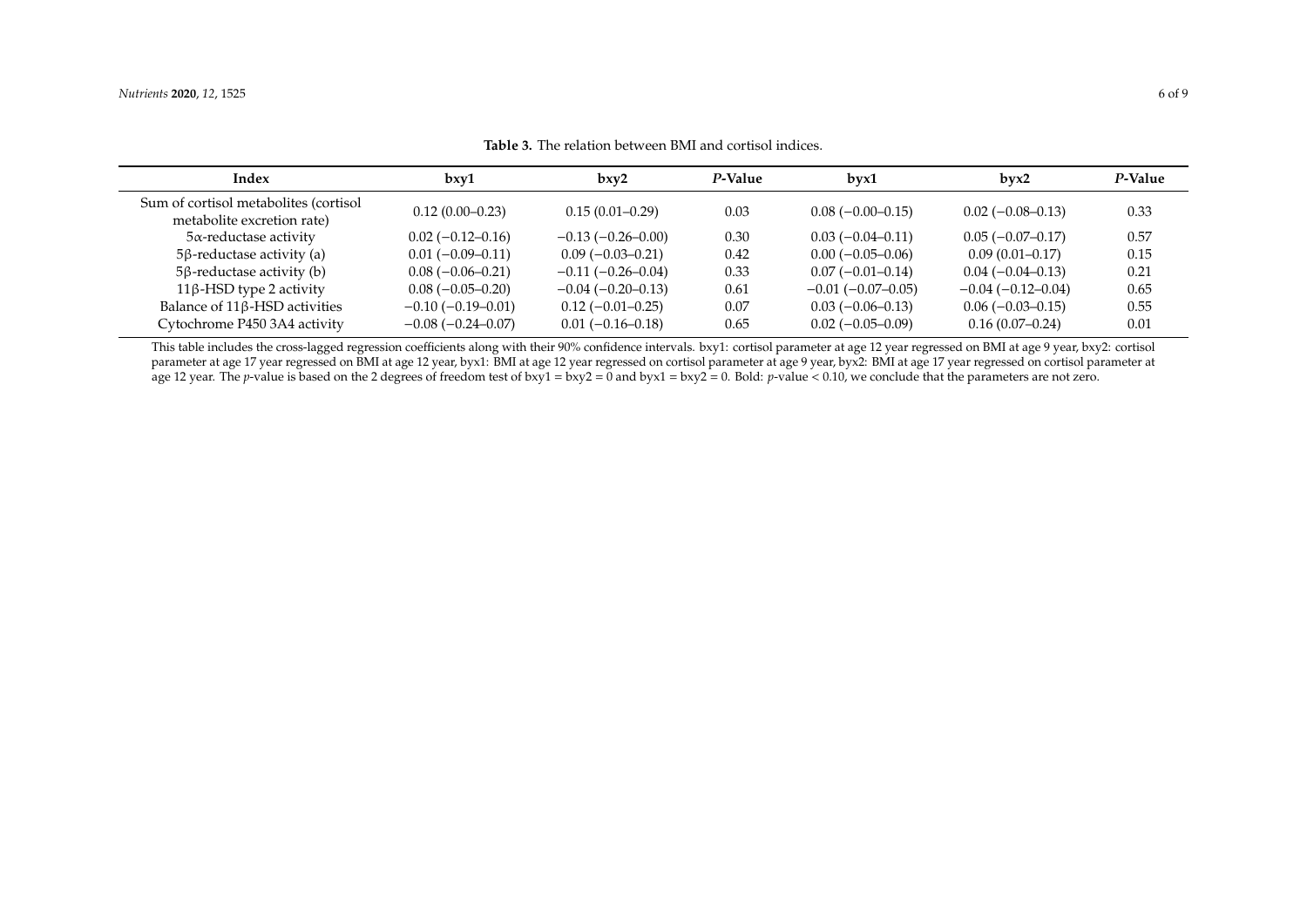**Table 3.** The relation between BMI and cortisol indices.

| Index | bxy1 | bxy2 | *P*-Value | byx1 | byx2 | *P*-Value |
|---|---|---|---|---|---|---|
| Sum of cortisol metabolites (cortisol metabolite excretion rate) | 0.12 (0.00–0.23) | 0.15 (0.01–0.29) | 0.03 | 0.08 (−0.00–0.15) | 0.02 (−0.08–0.13) | 0.33 |
| 5α-reductase activity | 0.02 (−0.12–0.16) | −0.13 (−0.26–0.00) | 0.30 | 0.03 (−0.04–0.11) | 0.05 (−0.07–0.17) | 0.57 |
| 5β-reductase activity (a) | 0.01 (−0.09–0.11) | 0.09 (−0.03–0.21) | 0.42 | 0.00 (−0.05–0.06) | 0.09 (0.01–0.17) | 0.15 |
| 5β-reductase activity (b) | 0.08 (−0.06–0.21) | −0.11 (−0.26–0.04) | 0.33 | 0.07 (−0.01–0.14) | 0.04 (−0.04–0.13) | 0.21 |
| 11β-HSD type 2 activity | 0.08 (−0.05–0.20) | −0.04 (−0.20–0.13) | 0.61 | −0.01 (−0.07–0.05) | −0.04 (−0.12–0.04) | 0.65 |
| Balance of 11β-HSD activities | −0.10 (−0.19–0.01) | 0.12 (−0.01–0.25) | 0.07 | 0.03 (−0.06–0.13) | 0.06 (−0.03–0.15) | 0.55 |
| Cytochrome P450 3A4 activity | −0.08 (−0.24–0.07) | 0.01 (−0.16–0.18) | 0.65 | 0.02 (−0.05–0.09) | 0.16 (0.07–0.24) | 0.01 |

This table includes the cross-lagged regression coefficients along with their 90% confidence intervals. bxy1: cortisol parameter at age 12 year regressed on BMI at age 9 year, bxy2: cortisol parameter at age 17 year regressed on BMI at age 12 year, byx1: BMI at age 12 year regressed on cortisol parameter at age 9 year, byx2: BMI at age 17 year regressed on cortisol parameter at age 12 year. The *p*-value is based on the 2 degrees of freedom test of bxy1 = bxy2 = 0 and byx1 = byx2 = 0. Bold: *p*-value < 0.10, we conclude that the parameters are not zero.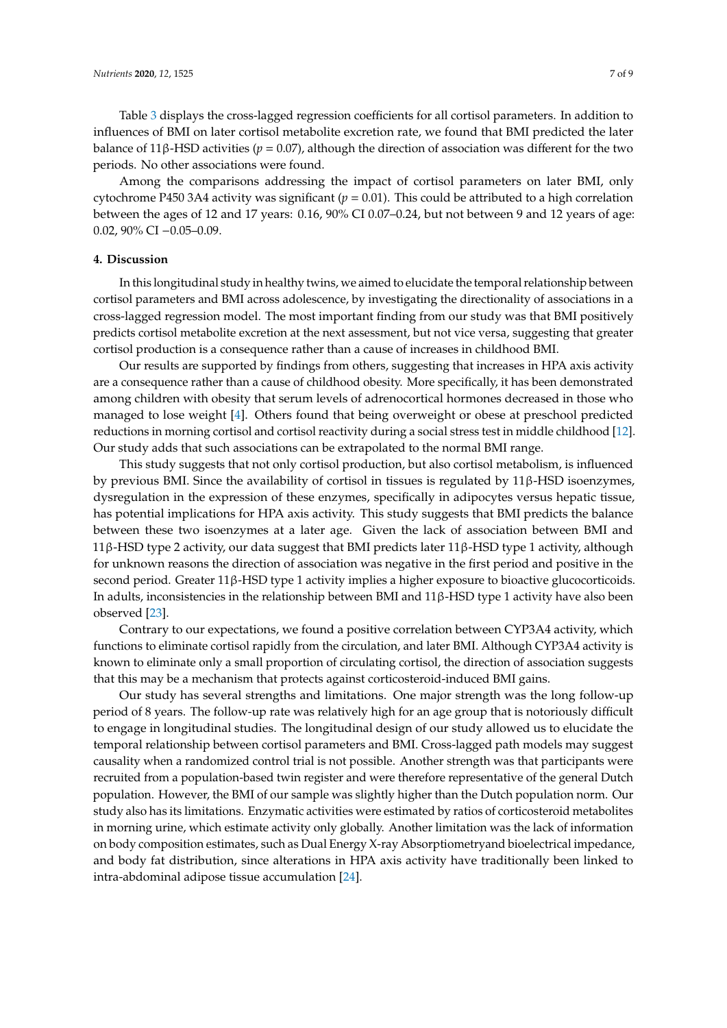Table 3 displays the cross-lagged regression coefficients for all cortisol parameters. In addition to influences of BMI on later cortisol metabolite excretion rate, we found that BMI predicted the later balance of 11β-HSD activities ($p = 0.07$), although the direction of association was different for the two periods. No other associations were found.

Among the comparisons addressing the impact of cortisol parameters on later BMI, only cytochrome P450 3A4 activity was significant ($p = 0.01$). This could be attributed to a high correlation between the ages of 12 and 17 years: 0.16, 90% CI 0.07–0.24, but not between 9 and 12 years of age: 0.02, 90% CI −0.05–0.09.

## 4. Discussion

In this longitudinal study in healthy twins, we aimed to elucidate the temporal relationship between cortisol parameters and BMI across adolescence, by investigating the directionality of associations in a cross-lagged regression model. The most important finding from our study was that BMI positively predicts cortisol metabolite excretion at the next assessment, but not vice versa, suggesting that greater cortisol production is a consequence rather than a cause of increases in childhood BMI.

Our results are supported by findings from others, suggesting that increases in HPA axis activity are a consequence rather than a cause of childhood obesity. More specifically, it has been demonstrated among children with obesity that serum levels of adrenocortical hormones decreased in those who managed to lose weight [4]. Others found that being overweight or obese at preschool predicted reductions in morning cortisol and cortisol reactivity during a social stress test in middle childhood [12]. Our study adds that such associations can be extrapolated to the normal BMI range.

This study suggests that not only cortisol production, but also cortisol metabolism, is influenced by previous BMI. Since the availability of cortisol in tissues is regulated by 11β-HSD isoenzymes, dysregulation in the expression of these enzymes, specifically in adipocytes versus hepatic tissue, has potential implications for HPA axis activity. This study suggests that BMI predicts the balance between these two isoenzymes at a later age. Given the lack of association between BMI and 11β-HSD type 2 activity, our data suggest that BMI predicts later 11β-HSD type 1 activity, although for unknown reasons the direction of association was negative in the first period and positive in the second period. Greater 11β-HSD type 1 activity implies a higher exposure to bioactive glucocorticoids. In adults, inconsistencies in the relationship between BMI and 11β-HSD type 1 activity have also been observed [23].

Contrary to our expectations, we found a positive correlation between CYP3A4 activity, which functions to eliminate cortisol rapidly from the circulation, and later BMI. Although CYP3A4 activity is known to eliminate only a small proportion of circulating cortisol, the direction of association suggests that this may be a mechanism that protects against corticosteroid-induced BMI gains.

Our study has several strengths and limitations. One major strength was the long follow-up period of 8 years. The follow-up rate was relatively high for an age group that is notoriously difficult to engage in longitudinal studies. The longitudinal design of our study allowed us to elucidate the temporal relationship between cortisol parameters and BMI. Cross-lagged path models may suggest causality when a randomized control trial is not possible. Another strength was that participants were recruited from a population-based twin register and were therefore representative of the general Dutch population. However, the BMI of our sample was slightly higher than the Dutch population norm. Our study also has its limitations. Enzymatic activities were estimated by ratios of corticosteroid metabolites in morning urine, which estimate activity only globally. Another limitation was the lack of information on body composition estimates, such as Dual Energy X-ray Absorptiometryand bioelectrical impedance, and body fat distribution, since alterations in HPA axis activity have traditionally been linked to intra-abdominal adipose tissue accumulation [24].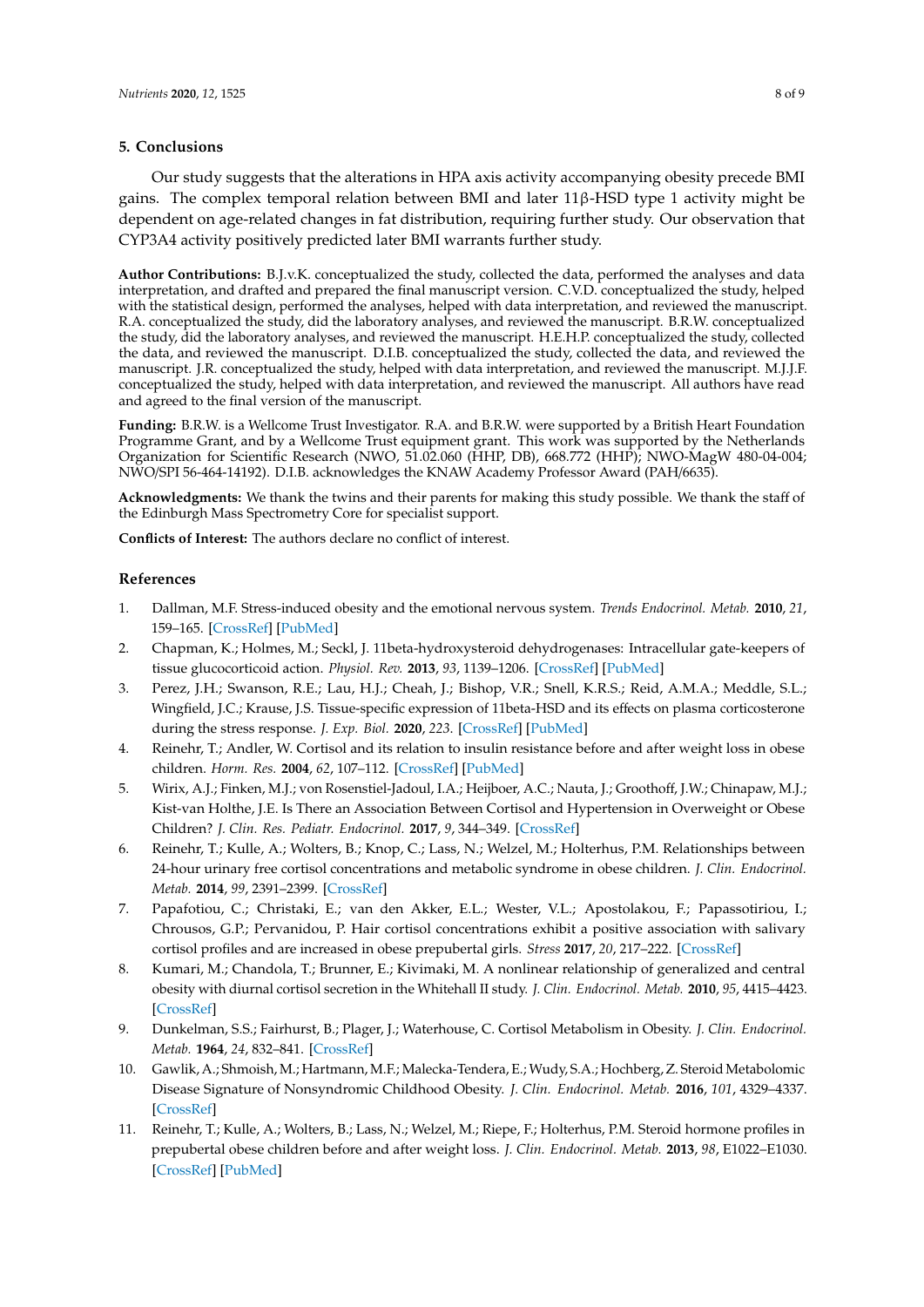## 5. Conclusions

Our study suggests that the alterations in HPA axis activity accompanying obesity precede BMI gains. The complex temporal relation between BMI and later 11β-HSD type 1 activity might be dependent on age-related changes in fat distribution, requiring further study. Our observation that CYP3A4 activity positively predicted later BMI warrants further study.

**Author Contributions:** B.J.v.K. conceptualized the study, collected the data, performed the analyses and data interpretation, and drafted and prepared the final manuscript version. C.V.D. conceptualized the study, helped with the statistical design, performed the analyses, helped with data interpretation, and reviewed the manuscript. R.A. conceptualized the study, did the laboratory analyses, and reviewed the manuscript. B.R.W. conceptualized the study, did the laboratory analyses, and reviewed the manuscript. H.E.H.P. conceptualized the study, collected the data, and reviewed the manuscript. D.I.B. conceptualized the study, collected the data, and reviewed the manuscript. J.R. conceptualized the study, helped with data interpretation, and reviewed the manuscript. M.J.J.F. conceptualized the study, helped with data interpretation, and reviewed the manuscript. All authors have read and agreed to the final version of the manuscript.

**Funding:** B.R.W. is a Wellcome Trust Investigator. R.A. and B.R.W. were supported by a British Heart Foundation Programme Grant, and by a Wellcome Trust equipment grant. This work was supported by the Netherlands Organization for Scientific Research (NWO, 51.02.060 (HHP, DB), 668.772 (HHP); NWO-MagW 480-04-004; NWO/SPI 56-464-14192). D.I.B. acknowledges the KNAW Academy Professor Award (PAH/6635).

**Acknowledgments:** We thank the twins and their parents for making this study possible. We thank the staff of the Edinburgh Mass Spectrometry Core for specialist support.

**Conflicts of Interest:** The authors declare no conflict of interest.

## References

1. Dallman, M.F. Stress-induced obesity and the emotional nervous system. *Trends Endocrinol. Metab.* **2010**, *21*, 159–165. [CrossRef] [PubMed]
2. Chapman, K.; Holmes, M.; Seckl, J. 11beta-hydroxysteroid dehydrogenases: Intracellular gate-keepers of tissue glucocorticoid action. *Physiol. Rev.* **2013**, *93*, 1139–1206. [CrossRef] [PubMed]
3. Perez, J.H.; Swanson, R.E.; Lau, H.J.; Cheah, J.; Bishop, V.R.; Snell, K.R.S.; Reid, A.M.A.; Meddle, S.L.; Wingfield, J.C.; Krause, J.S. Tissue-specific expression of 11beta-HSD and its effects on plasma corticosterone during the stress response. *J. Exp. Biol.* **2020**, *223*. [CrossRef] [PubMed]
4. Reinehr, T.; Andler, W. Cortisol and its relation to insulin resistance before and after weight loss in obese children. *Horm. Res.* **2004**, *62*, 107–112. [CrossRef] [PubMed]
5. Wirix, A.J.; Finken, M.J.; von Rosenstiel-Jadoul, I.A.; Heijboer, A.C.; Nauta, J.; Groothoff, J.W.; Chinapaw, M.J.; Kist-van Holthe, J.E. Is There an Association Between Cortisol and Hypertension in Overweight or Obese Children? *J. Clin. Res. Pediatr. Endocrinol.* **2017**, *9*, 344–349. [CrossRef]
6. Reinehr, T.; Kulle, A.; Wolters, B.; Knop, C.; Lass, N.; Welzel, M.; Holterhus, P.M. Relationships between 24-hour urinary free cortisol concentrations and metabolic syndrome in obese children. *J. Clin. Endocrinol. Metab.* **2014**, *99*, 2391–2399. [CrossRef]
7. Papafotiou, C.; Christaki, E.; van den Akker, E.L.; Wester, V.L.; Apostolakou, F.; Papassotiriou, I.; Chrousos, G.P.; Pervanidou, P. Hair cortisol concentrations exhibit a positive association with salivary cortisol profiles and are increased in obese prepubertal girls. *Stress* **2017**, *20*, 217–222. [CrossRef]
8. Kumari, M.; Chandola, T.; Brunner, E.; Kivimaki, M. A nonlinear relationship of generalized and central obesity with diurnal cortisol secretion in the Whitehall II study. *J. Clin. Endocrinol. Metab.* **2010**, *95*, 4415–4423. [CrossRef]
9. Dunkelman, S.S.; Fairhurst, B.; Plager, J.; Waterhouse, C. Cortisol Metabolism in Obesity. *J. Clin. Endocrinol. Metab.* **1964**, *24*, 832–841. [CrossRef]
10. Gawlik, A.; Shmoish, M.; Hartmann, M.F.; Malecka-Tendera, E.; Wudy, S.A.; Hochberg, Z. Steroid Metabolomic Disease Signature of Nonsyndromic Childhood Obesity. *J. Clin. Endocrinol. Metab.* **2016**, *101*, 4329–4337. [CrossRef]
11. Reinehr, T.; Kulle, A.; Wolters, B.; Lass, N.; Welzel, M.; Riepe, F.; Holterhus, P.M. Steroid hormone profiles in prepubertal obese children before and after weight loss. *J. Clin. Endocrinol. Metab.* **2013**, *98*, E1022–E1030. [CrossRef] [PubMed]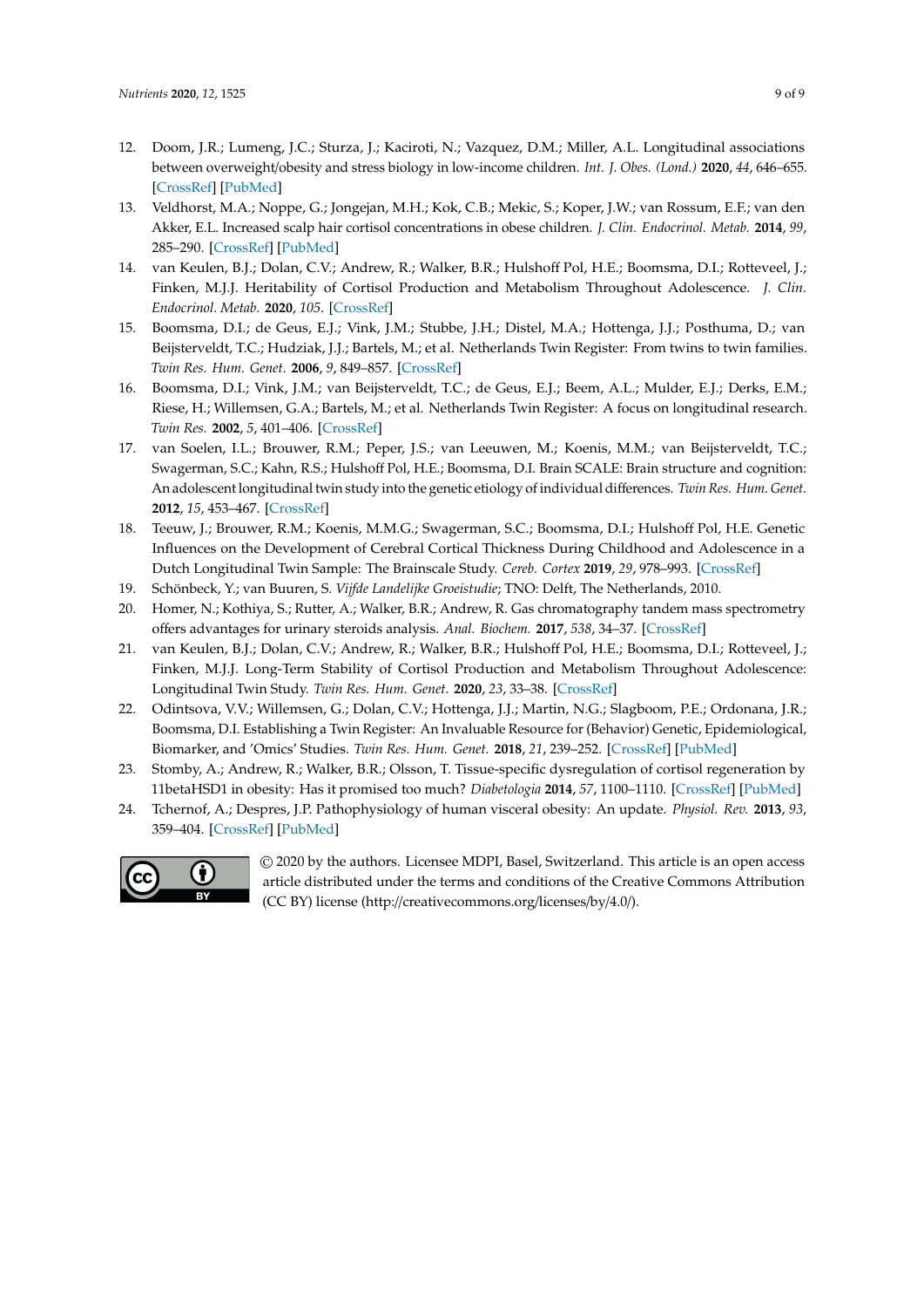12. Doom, J.R.; Lumeng, J.C.; Sturza, J.; Kaciroti, N.; Vazquez, D.M.; Miller, A.L. Longitudinal associations between overweight/obesity and stress biology in low-income children. *Int. J. Obes. (Lond.)* **2020**, *44*, 646–655. [CrossRef] [PubMed]
13. Veldhorst, M.A.; Noppe, G.; Jongejan, M.H.; Kok, C.B.; Mekic, S.; Koper, J.W.; van Rossum, E.F.; van den Akker, E.L. Increased scalp hair cortisol concentrations in obese children. *J. Clin. Endocrinol. Metab.* **2014**, *99*, 285–290. [CrossRef] [PubMed]
14. van Keulen, B.J.; Dolan, C.V.; Andrew, R.; Walker, B.R.; Hulshoff Pol, H.E.; Boomsma, D.I.; Rotteveel, J.; Finken, M.J.J. Heritability of Cortisol Production and Metabolism Throughout Adolescence. *J. Clin. Endocrinol. Metab.* **2020**, *105*. [CrossRef]
15. Boomsma, D.I.; de Geus, E.J.; Vink, J.M.; Stubbe, J.H.; Distel, M.A.; Hottenga, J.J.; Posthuma, D.; van Beijsterveldt, T.C.; Hudziak, J.J.; Bartels, M.; et al. Netherlands Twin Register: From twins to twin families. *Twin Res. Hum. Genet.* **2006**, *9*, 849–857. [CrossRef]
16. Boomsma, D.I.; Vink, J.M.; van Beijsterveldt, T.C.; de Geus, E.J.; Beem, A.L.; Mulder, E.J.; Derks, E.M.; Riese, H.; Willemsen, G.A.; Bartels, M.; et al. Netherlands Twin Register: A focus on longitudinal research. *Twin Res.* **2002**, *5*, 401–406. [CrossRef]
17. van Soelen, I.L.; Brouwer, R.M.; Peper, J.S.; van Leeuwen, M.; Koenis, M.M.; van Beijsterveldt, T.C.; Swagerman, S.C.; Kahn, R.S.; Hulshoff Pol, H.E.; Boomsma, D.I. Brain SCALE: Brain structure and cognition: An adolescent longitudinal twin study into the genetic etiology of individual differences. *Twin Res. Hum. Genet.* **2012**, *15*, 453–467. [CrossRef]
18. Teeuw, J.; Brouwer, R.M.; Koenis, M.M.G.; Swagerman, S.C.; Boomsma, D.I.; Hulshoff Pol, H.E. Genetic Influences on the Development of Cerebral Cortical Thickness During Childhood and Adolescence in a Dutch Longitudinal Twin Sample: The Brainscale Study. *Cereb. Cortex* **2019**, *29*, 978–993. [CrossRef]
19. Schönbeck, Y.; van Buuren, S. *Vijfde Landelijke Groeistudie*; TNO: Delft, The Netherlands, 2010.
20. Homer, N.; Kothiya, S.; Rutter, A.; Walker, B.R.; Andrew, R. Gas chromatography tandem mass spectrometry offers advantages for urinary steroids analysis. *Anal. Biochem.* **2017**, *538*, 34–37. [CrossRef]
21. van Keulen, B.J.; Dolan, C.V.; Andrew, R.; Walker, B.R.; Hulshoff Pol, H.E.; Boomsma, D.I.; Rotteveel, J.; Finken, M.J.J. Long-Term Stability of Cortisol Production and Metabolism Throughout Adolescence: Longitudinal Twin Study. *Twin Res. Hum. Genet.* **2020**, *23*, 33–38. [CrossRef]
22. Odintsova, V.V.; Willemsen, G.; Dolan, C.V.; Hottenga, J.J.; Martin, N.G.; Slagboom, P.E.; Ordonana, J.R.; Boomsma, D.I. Establishing a Twin Register: An Invaluable Resource for (Behavior) Genetic, Epidemiological, Biomarker, and 'Omics' Studies. *Twin Res. Hum. Genet.* **2018**, *21*, 239–252. [CrossRef] [PubMed]
23. Stomby, A.; Andrew, R.; Walker, B.R.; Olsson, T. Tissue-specific dysregulation of cortisol regeneration by 11betaHSD1 in obesity: Has it promised too much? *Diabetologia* **2014**, *57*, 1100–1110. [CrossRef] [PubMed]
24. Tchernof, A.; Despres, J.P. Pathophysiology of human visceral obesity: An update. *Physiol. Rev.* **2013**, *93*, 359–404. [CrossRef] [PubMed]

© 2020 by the authors. Licensee MDPI, Basel, Switzerland. This article is an open access article distributed under the terms and conditions of the Creative Commons Attribution (CC BY) license (http://creativecommons.org/licenses/by/4.0/).